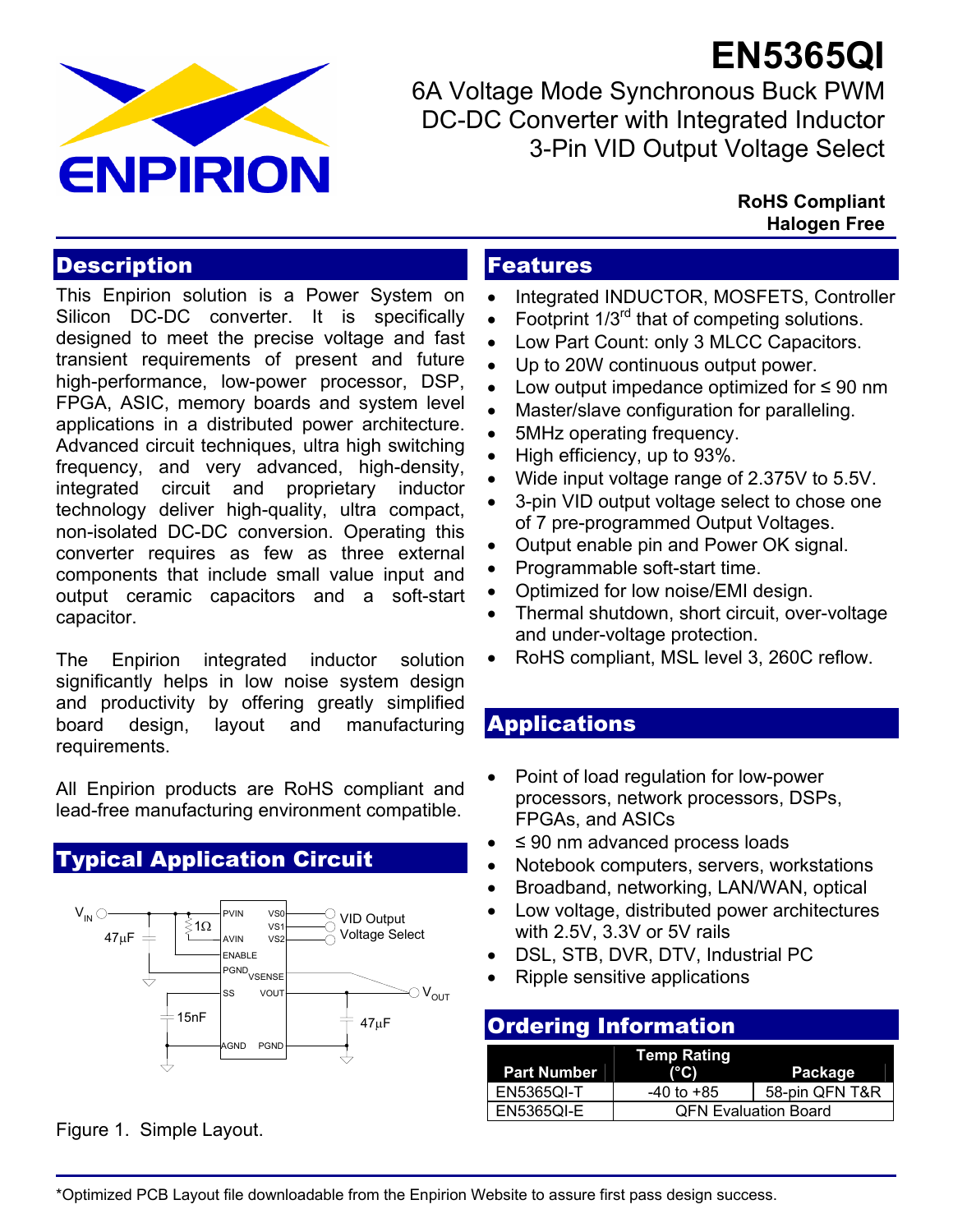# EN5365QI

## 6A Voltage Mode Synchronous Buck PWM DC-DC Converter with Integrated Inductor 3-Pin VID Output Voltage Select

**RoHS Compliant**
**Halogen Free**

## Description

This Enpirion solution is a Power System on Silicon DC-DC converter. It is specifically designed to meet the precise voltage and fast transient requirements of present and future high-performance, low-power processor, DSP, FPGA, ASIC, memory boards and system level applications in a distributed power architecture. Advanced circuit techniques, ultra high switching frequency, and very advanced, high-density, integrated circuit and proprietary inductor technology deliver high-quality, ultra compact, non-isolated DC-DC conversion. Operating this converter requires as few as three external components that include small value input and output ceramic capacitors and a soft-start capacitor.

The Enpirion integrated inductor solution significantly helps in low noise system design and productivity by offering greatly simplified board design, layout and manufacturing requirements.

All Enpirion products are RoHS compliant and lead-free manufacturing environment compatible.

## Typical Application Circuit

Figure 1. Simple Layout.

## Features

- Integrated INDUCTOR, MOSFETS, Controller
- Footprint 1/3rd that of competing solutions.
- Low Part Count: only 3 MLCC Capacitors.
- Up to 20W continuous output power.
- Low output impedance optimized for ≤ 90 nm
- Master/slave configuration for paralleling.
- 5MHz operating frequency.
- High efficiency, up to 93%.
- Wide input voltage range of 2.375V to 5.5V.
- 3-pin VID output voltage select to chose one of 7 pre-programmed Output Voltages.
- Output enable pin and Power OK signal.
- Programmable soft-start time.
- Optimized for low noise/EMI design.
- Thermal shutdown, short circuit, over-voltage and under-voltage protection.
- RoHS compliant, MSL level 3, 260C reflow.

## Applications

- Point of load regulation for low-power processors, network processors, DSPs, FPGAs, and ASICs
- ≤ 90 nm advanced process loads
- Notebook computers, servers, workstations
- Broadband, networking, LAN/WAN, optical
- Low voltage, distributed power architectures with 2.5V, 3.3V or 5V rails
- DSL, STB, DVR, DTV, Industrial PC
- Ripple sensitive applications

## Ordering Information

| Part Number | Temp Rating (°C) | Package |
|---|---|---|
| EN5365QI-T | -40 to +85 | 58-pin QFN T&R |
| EN5365QI-E | QFN Evaluation Board | |

*Optimized PCB Layout file downloadable from the Enpirion Website to assure first pass design success.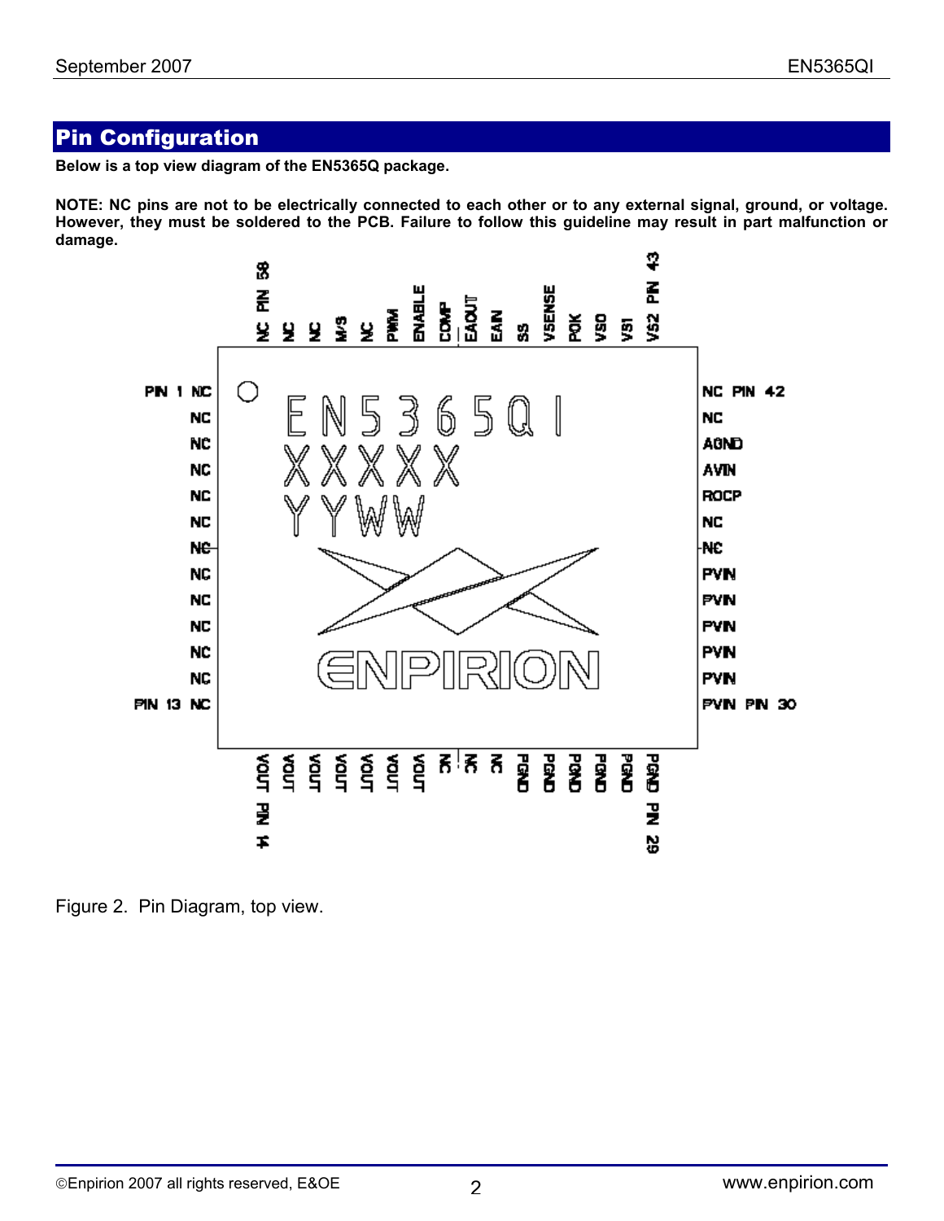## Pin Configuration

**Below is a top view diagram of the EN5365Q package.**

**NOTE: NC pins are not to be electrically connected to each other or to any external signal, ground, or voltage. However, they must be soldered to the PCB. Failure to follow this guideline may result in part malfunction or damage.**

Figure 2. Pin Diagram, top view.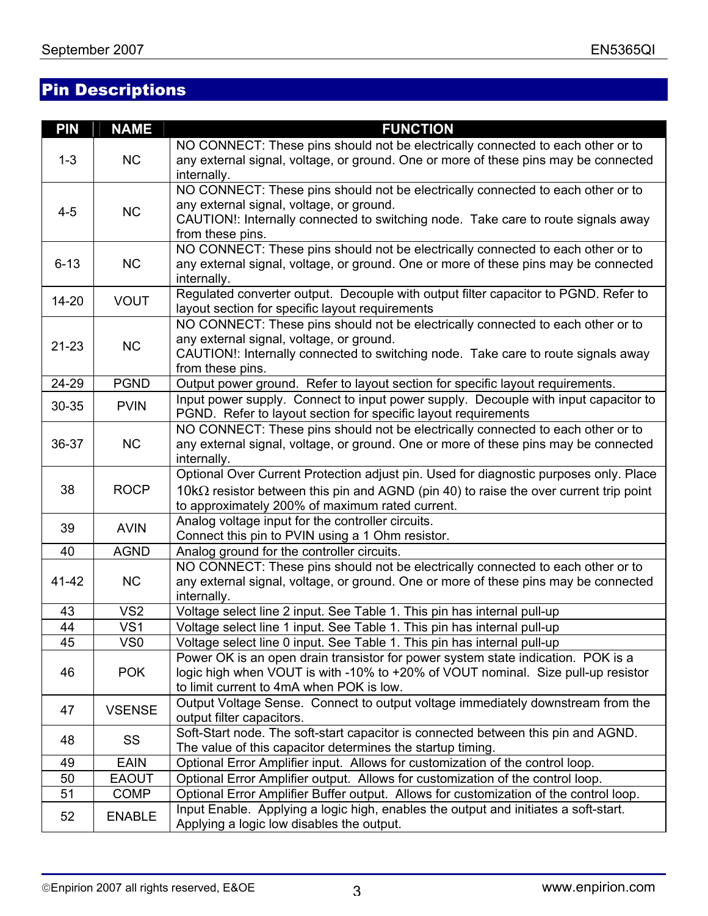## Pin Descriptions

| PIN | NAME | FUNCTION |
|---|---|---|
| 1-3 | NC | NO CONNECT: These pins should not be electrically connected to each other or to any external signal, voltage, or ground. One or more of these pins may be connected internally. |
| 4-5 | NC | NO CONNECT: These pins should not be electrically connected to each other or to any external signal, voltage, or ground.<br>CAUTION!: Internally connected to switching node. Take care to route signals away from these pins. |
| 6-13 | NC | NO CONNECT: These pins should not be electrically connected to each other or to any external signal, voltage, or ground. One or more of these pins may be connected internally. |
| 14-20 | VOUT | Regulated converter output. Decouple with output filter capacitor to PGND. Refer to layout section for specific layout requirements |
| 21-23 | NC | NO CONNECT: These pins should not be electrically connected to each other or to any external signal, voltage, or ground.<br>CAUTION!: Internally connected to switching node. Take care to route signals away from these pins. |
| 24-29 | PGND | Output power ground. Refer to layout section for specific layout requirements. |
| 30-35 | PVIN | Input power supply. Connect to input power supply. Decouple with input capacitor to PGND. Refer to layout section for specific layout requirements |
| 36-37 | NC | NO CONNECT: These pins should not be electrically connected to each other or to any external signal, voltage, or ground. One or more of these pins may be connected internally. |
| 38 | ROCP | Optional Over Current Protection adjust pin. Used for diagnostic purposes only. Place 10kΩ resistor between this pin and AGND (pin 40) to raise the over current trip point to approximately 200% of maximum rated current. |
| 39 | AVIN | Analog voltage input for the controller circuits.<br>Connect this pin to PVIN using a 1 Ohm resistor. |
| 40 | AGND | Analog ground for the controller circuits. |
| 41-42 | NC | NO CONNECT: These pins should not be electrically connected to each other or to any external signal, voltage, or ground. One or more of these pins may be connected internally. |
| 43 | VS2 | Voltage select line 2 input. See Table 1. This pin has internal pull-up |
| 44 | VS1 | Voltage select line 1 input. See Table 1. This pin has internal pull-up |
| 45 | VS0 | Voltage select line 0 input. See Table 1. This pin has internal pull-up |
| 46 | POK | Power OK is an open drain transistor for power system state indication. POK is a logic high when VOUT is with -10% to +20% of VOUT nominal. Size pull-up resistor to limit current to 4mA when POK is low. |
| 47 | VSENSE | Output Voltage Sense. Connect to output voltage immediately downstream from the output filter capacitors. |
| 48 | SS | Soft-Start node. The soft-start capacitor is connected between this pin and AGND. The value of this capacitor determines the startup timing. |
| 49 | EAIN | Optional Error Amplifier input. Allows for customization of the control loop. |
| 50 | EAOUT | Optional Error Amplifier output. Allows for customization of the control loop. |
| 51 | COMP | Optional Error Amplifier Buffer output. Allows for customization of the control loop. |
| 52 | ENABLE | Input Enable. Applying a logic high, enables the output and initiates a soft-start. Applying a logic low disables the output. |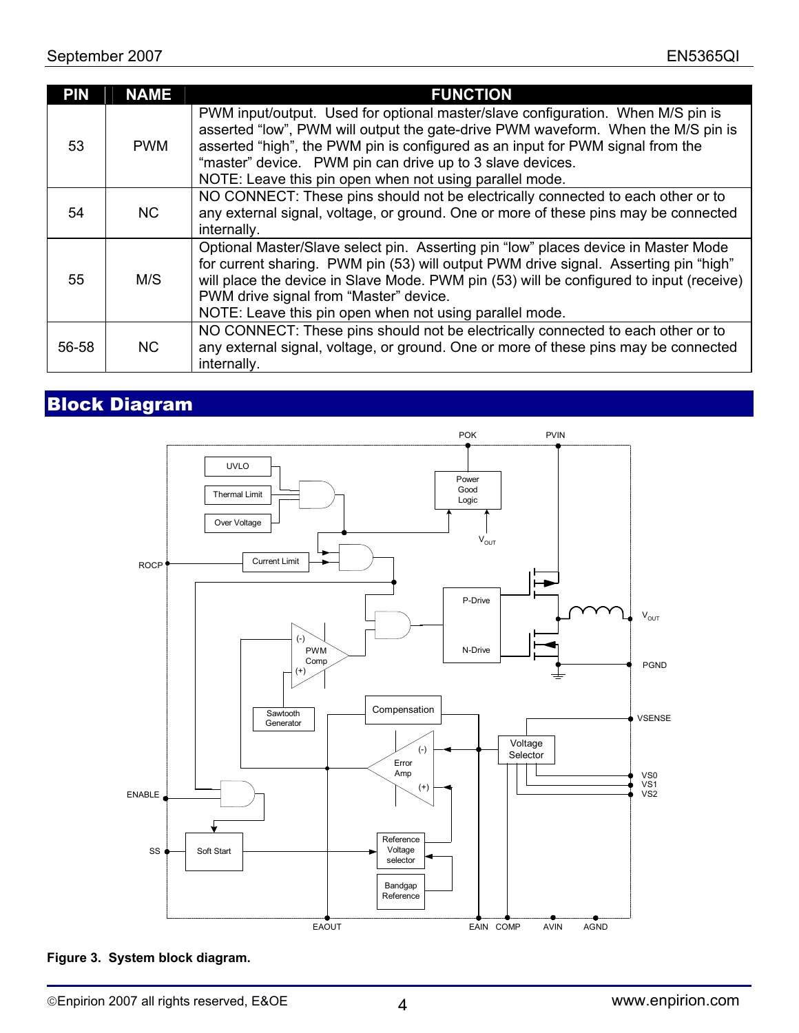| PIN | NAME | FUNCTION |
|---|---|---|
| 53 | PWM | PWM input/output. Used for optional master/slave configuration. When M/S pin is asserted "low", PWM will output the gate-drive PWM waveform. When the M/S pin is asserted "high", the PWM pin is configured as an input for PWM signal from the "master" device. PWM pin can drive up to 3 slave devices. NOTE: Leave this pin open when not using parallel mode. |
| 54 | NC | NO CONNECT: These pins should not be electrically connected to each other or to any external signal, voltage, or ground. One or more of these pins may be connected internally. |
| 55 | M/S | Optional Master/Slave select pin. Asserting pin "low" places device in Master Mode for current sharing. PWM pin (53) will output PWM drive signal. Asserting pin "high" will place the device in Slave Mode. PWM pin (53) will be configured to input (receive) PWM drive signal from "Master" device. NOTE: Leave this pin open when not using parallel mode. |
| 56-58 | NC | NO CONNECT: These pins should not be electrically connected to each other or to any external signal, voltage, or ground. One or more of these pins may be connected internally. |

## Block Diagram

**Figure 3. System block diagram.**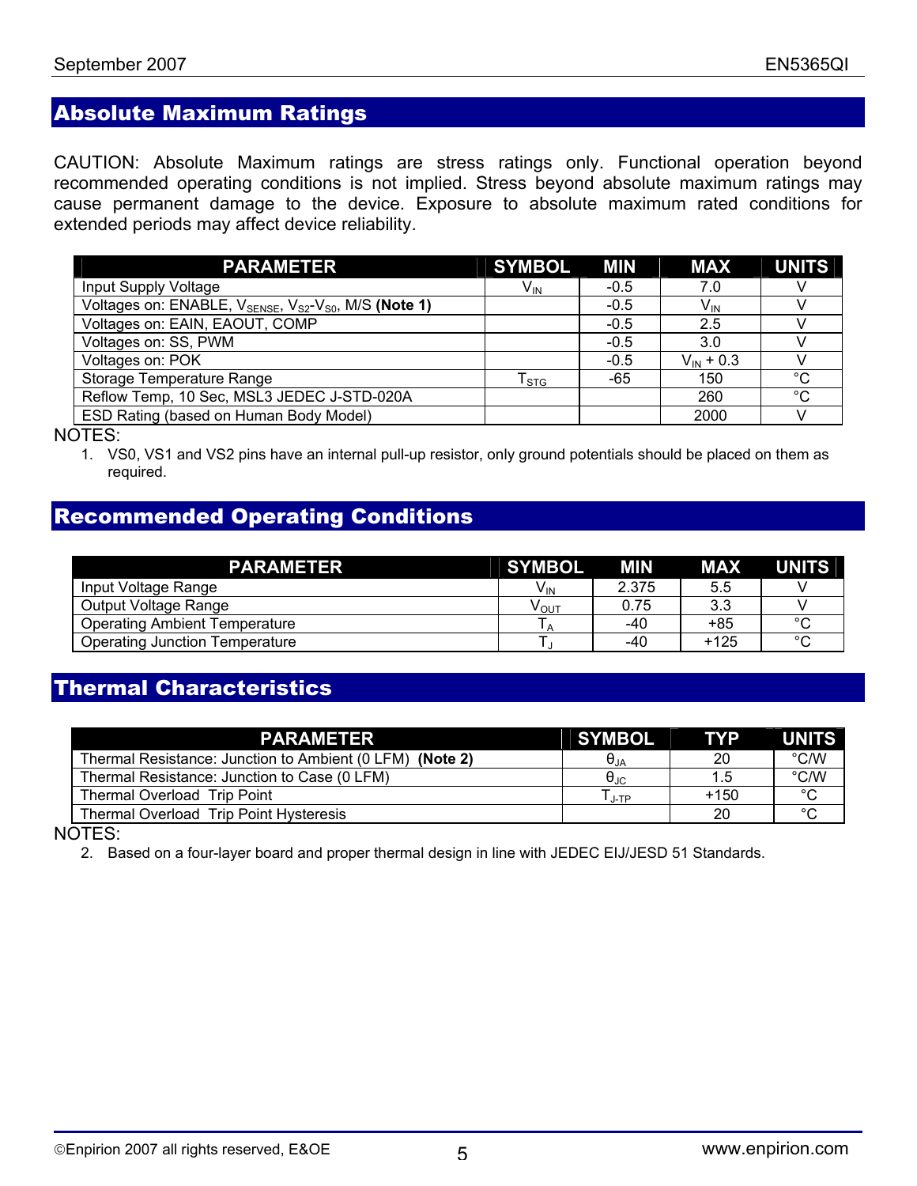## Absolute Maximum Ratings

CAUTION: Absolute Maximum ratings are stress ratings only. Functional operation beyond recommended operating conditions is not implied. Stress beyond absolute maximum ratings may cause permanent damage to the device. Exposure to absolute maximum rated conditions for extended periods may affect device reliability.

| PARAMETER | SYMBOL | MIN | MAX | UNITS |
| --- | --- | --- | --- | --- |
| Input Supply Voltage | $V_{IN}$ | -0.5 | 7.0 | V |
| Voltages on: ENABLE, $V_{SENSE}$, $V_{S2}$-$V_{S0}$, M/S **(Note 1)** | | -0.5 | $V_{IN}$ | V |
| Voltages on: EAIN, EAOUT, COMP | | -0.5 | 2.5 | V |
| Voltages on: SS, PWM | | -0.5 | 3.0 | V |
| Voltages on: POK | | -0.5 | $V_{IN}$ + 0.3 | V |
| Storage Temperature Range | $T_{STG}$ | -65 | 150 | °C |
| Reflow Temp, 10 Sec, MSL3 JEDEC J-STD-020A | | | 260 | °C |
| ESD Rating (based on Human Body Model) | | | 2000 | V |

NOTES:

1. VS0, VS1 and VS2 pins have an internal pull-up resistor, only ground potentials should be placed on them as required.

## Recommended Operating Conditions

| PARAMETER | SYMBOL | MIN | MAX | UNITS |
| --- | --- | --- | --- | --- |
| Input Voltage Range | $V_{IN}$ | 2.375 | 5.5 | V |
| Output Voltage Range | $V_{OUT}$ | 0.75 | 3.3 | V |
| Operating Ambient Temperature | $T_A$ | -40 | +85 | °C |
| Operating Junction Temperature | $T_J$ | -40 | +125 | °C |

## Thermal Characteristics

| PARAMETER | SYMBOL | TYP | UNITS |
| --- | --- | --- | --- |
| Thermal Resistance: Junction to Ambient (0 LFM) **(Note 2)** | $\theta_{JA}$ | 20 | °C/W |
| Thermal Resistance: Junction to Case (0 LFM) | $\theta_{JC}$ | 1.5 | °C/W |
| Thermal Overload Trip Point | $T_{J\text{-}TP}$ | +150 | °C |
| Thermal Overload Trip Point Hysteresis | | 20 | °C |

NOTES:

2. Based on a four-layer board and proper thermal design in line with JEDEC EIJ/JESD 51 Standards.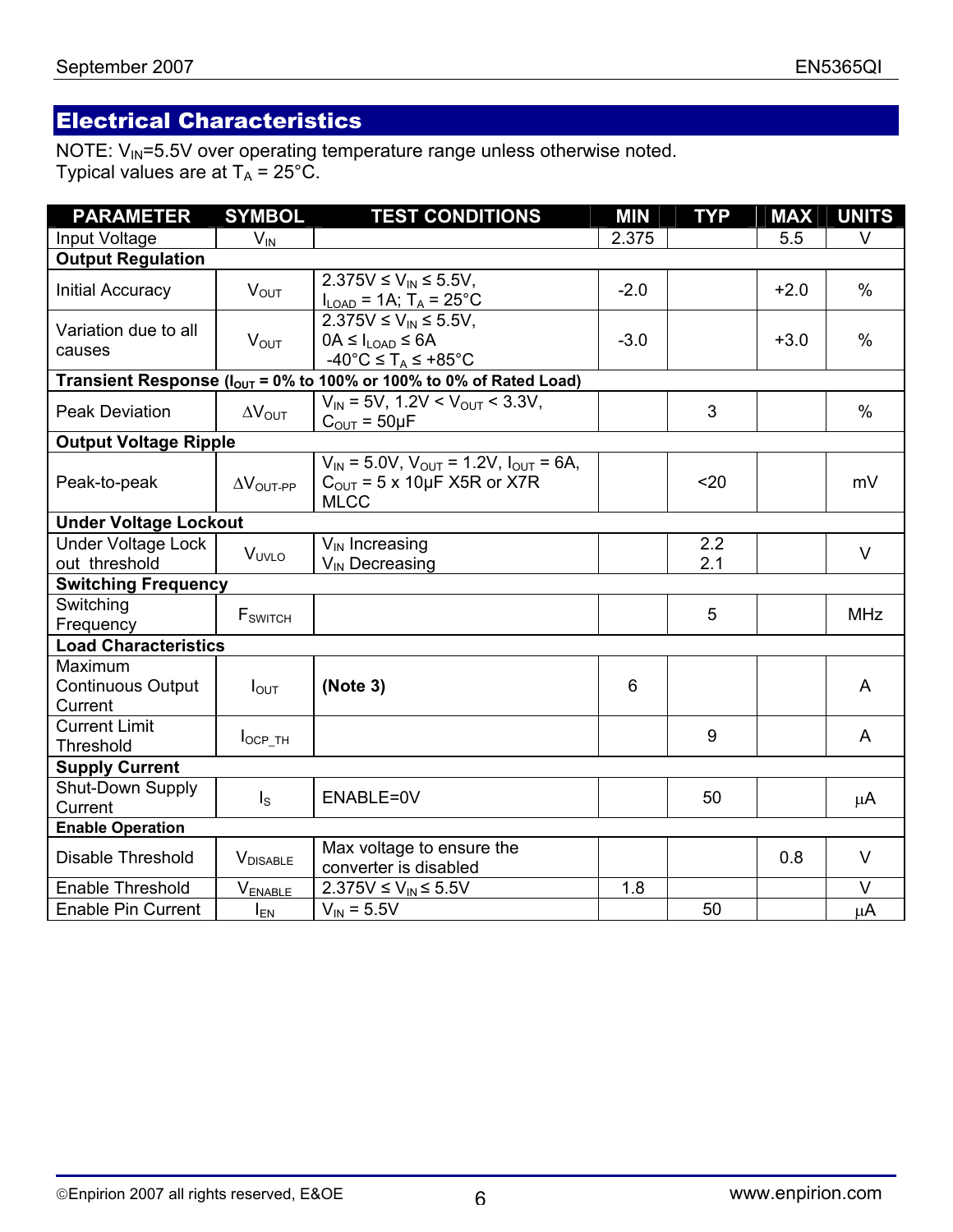## Electrical Characteristics

NOTE: $V_{IN}$=5.5V over operating temperature range unless otherwise noted.
Typical values are at $T_A$ = 25°C.

| PARAMETER | SYMBOL | TEST CONDITIONS | MIN | TYP | MAX | UNITS |
|---|---|---|---|---|---|---|
| Input Voltage | $V_{IN}$ | | 2.375 | | 5.5 | V |
| **Output Regulation** | | | | | | |
| Initial Accuracy | $V_{OUT}$ | 2.375V ≤ $V_{IN}$ ≤ 5.5V, $I_{LOAD}$ = 1A; $T_A$ = 25°C | -2.0 | | +2.0 | % |
| Variation due to all causes | $V_{OUT}$ | 2.375V ≤ $V_{IN}$ ≤ 5.5V, 0A ≤ $I_{LOAD}$ ≤ 6A -40°C ≤ $T_A$ ≤ +85°C | -3.0 | | +3.0 | % |
| **Transient Response ($I_{OUT}$ = 0% to 100% or 100% to 0% of Rated Load)** | | | | | | |
| Peak Deviation | $\Delta V_{OUT}$ | $V_{IN}$ = 5V, 1.2V < $V_{OUT}$ < 3.3V, $C_{OUT}$ = 50µF | | 3 | | % |
| **Output Voltage Ripple** | | | | | | |
| Peak-to-peak | $\Delta V_{OUT-PP}$ | $V_{IN}$ = 5.0V, $V_{OUT}$ = 1.2V, $I_{OUT}$ = 6A, $C_{OUT}$ = 5 x 10µF X5R or X7R MLCC | | <20 | | mV |
| **Under Voltage Lockout** | | | | | | |
| Under Voltage Lock out threshold | $V_{UVLO}$ | $V_{IN}$ Increasing<br>$V_{IN}$ Decreasing | | 2.2<br>2.1 | | V |
| **Switching Frequency** | | | | | | |
| Switching Frequency | $F_{SWITCH}$ | | | 5 | | MHz |
| **Load Characteristics** | | | | | | |
| Maximum Continuous Output Current | $I_{OUT}$ | **(Note 3)** | 6 | | | A |
| Current Limit Threshold | $I_{OCP\_TH}$ | | | 9 | | A |
| **Supply Current** | | | | | | |
| Shut-Down Supply Current | $I_S$ | ENABLE=0V | | 50 | | µA |
| **Enable Operation** | | | | | | |
| Disable Threshold | $V_{DISABLE}$ | Max voltage to ensure the converter is disabled | | | 0.8 | V |
| Enable Threshold | $V_{ENABLE}$ | 2.375V ≤ $V_{IN}$ ≤ 5.5V | 1.8 | | | V |
| Enable Pin Current | $I_{EN}$ | $V_{IN}$ = 5.5V | | 50 | | µA |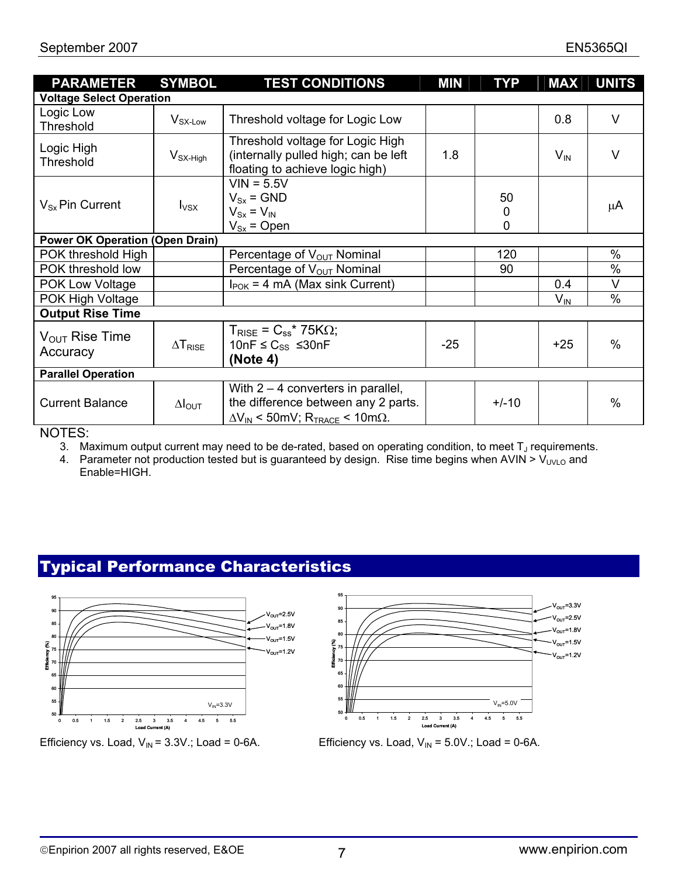| PARAMETER | SYMBOL | TEST CONDITIONS | MIN | TYP | MAX | UNITS |
|---|---|---|---|---|---|---|
| **Voltage Select Operation** | | | | | | |
| Logic Low Threshold | $V_{SX\text{-}Low}$ | Threshold voltage for Logic Low | | | 0.8 | V |
| Logic High Threshold | $V_{SX\text{-}High}$ | Threshold voltage for Logic High (internally pulled high; can be left floating to achieve logic high) | 1.8 | | $V_{IN}$ | V |
| $V_{Sx}$ Pin Current | $I_{VSX}$ | VIN = 5.5V<br>$V_{Sx}$ = GND<br>$V_{Sx} = V_{IN}$<br>$V_{Sx}$ = Open | | <br>50<br>0<br>0 | | μA |
| **Power OK Operation (Open Drain)** | | | | | | |
| POK threshold High | | Percentage of $V_{OUT}$ Nominal | | 120 | | % |
| POK threshold low | | Percentage of $V_{OUT}$ Nominal | | 90 | | % |
| POK Low Voltage | | $I_{POK}$ = 4 mA (Max sink Current) | | | 0.4 | V |
| POK High Voltage | | | | | $V_{IN}$ | % |
| **Output Rise Time** | | | | | | |
| $V_{OUT}$ Rise Time Accuracy | $\Delta T_{RISE}$ | $T_{RISE} = C_{ss}$* 75KΩ;<br>10nF ≤ $C_{SS}$ ≤30nF<br>**(Note 4)** | -25 | | +25 | % |
| **Parallel Operation** | | | | | | |
| Current Balance | $\Delta I_{OUT}$ | With 2 – 4 converters in parallel, the difference between any 2 parts. $\Delta V_{IN}$ < 50mV; $R_{TRACE}$ < 10mΩ. | | +/-10 | | % |

NOTES:

3. Maximum output current may need to be de-rated, based on operating condition, to meet $T_J$ requirements.
4. Parameter not production tested but is guaranteed by design. Rise time begins when AVIN > $V_{UVLO}$ and Enable=HIGH.

## Typical Performance Characteristics

Efficiency vs. Load, $V_{IN}$ = 3.3V.; Load = 0-6A.

Efficiency vs. Load, $V_{IN}$ = 5.0V.; Load = 0-6A.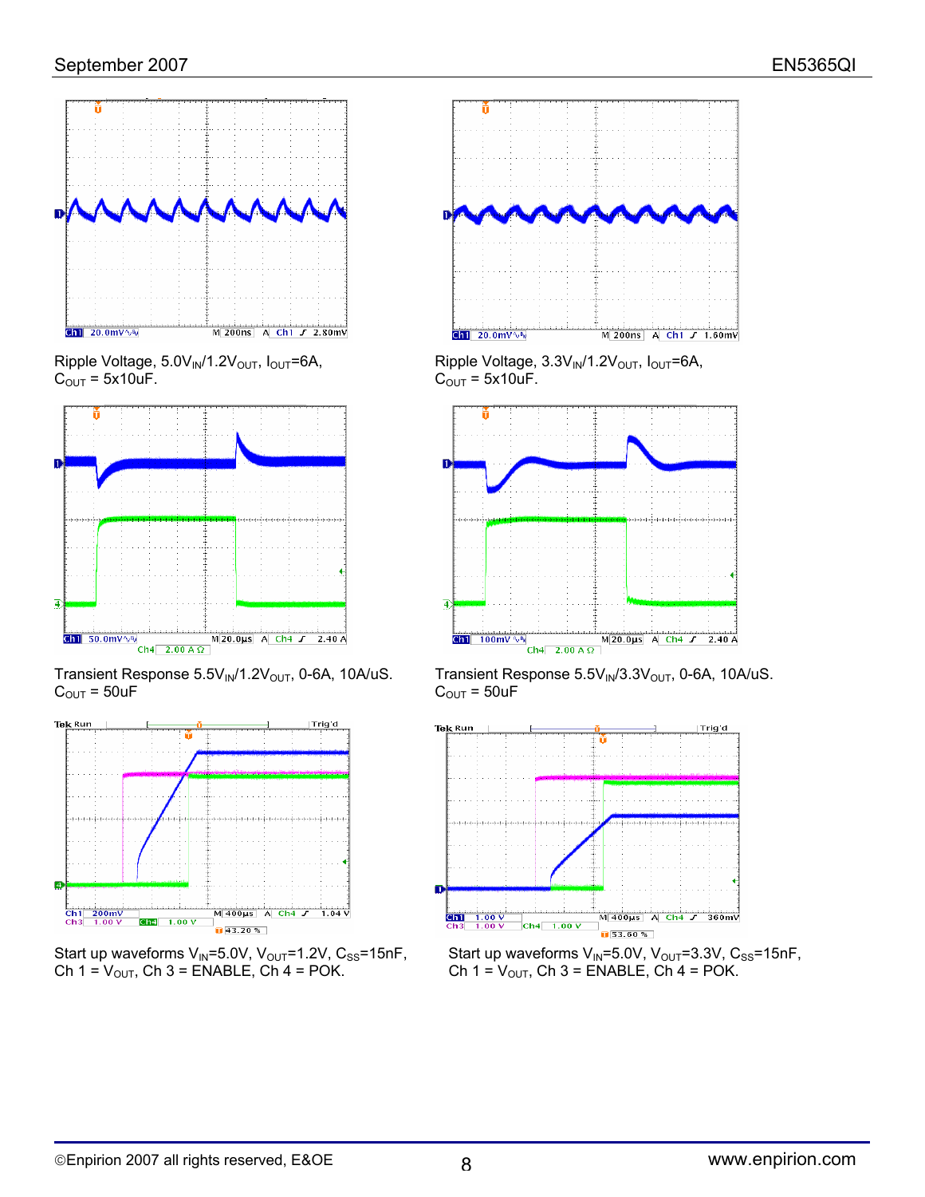Ripple Voltage, $5.0V_{IN}/1.2V_{OUT}$, $I_{OUT}$=6A, $C_{OUT}$ = 5x10uF.

Ripple Voltage, $3.3V_{IN}/1.2V_{OUT}$, $I_{OUT}$=6A, $C_{OUT}$ = 5x10uF.

Transient Response $5.5V_{IN}/1.2V_{OUT}$, 0-6A, 10A/uS. $C_{OUT}$ = 50uF

Transient Response $5.5V_{IN}/3.3V_{OUT}$, 0-6A, 10A/uS. $C_{OUT}$ = 50uF

Start up waveforms $V_{IN}$=5.0V, $V_{OUT}$=1.2V, $C_{SS}$=15nF, Ch 1 = $V_{OUT}$, Ch 3 = ENABLE, Ch 4 = POK.

Start up waveforms $V_{IN}$=5.0V, $V_{OUT}$=3.3V, $C_{SS}$=15nF, Ch 1 = $V_{OUT}$, Ch 3 = ENABLE, Ch 4 = POK.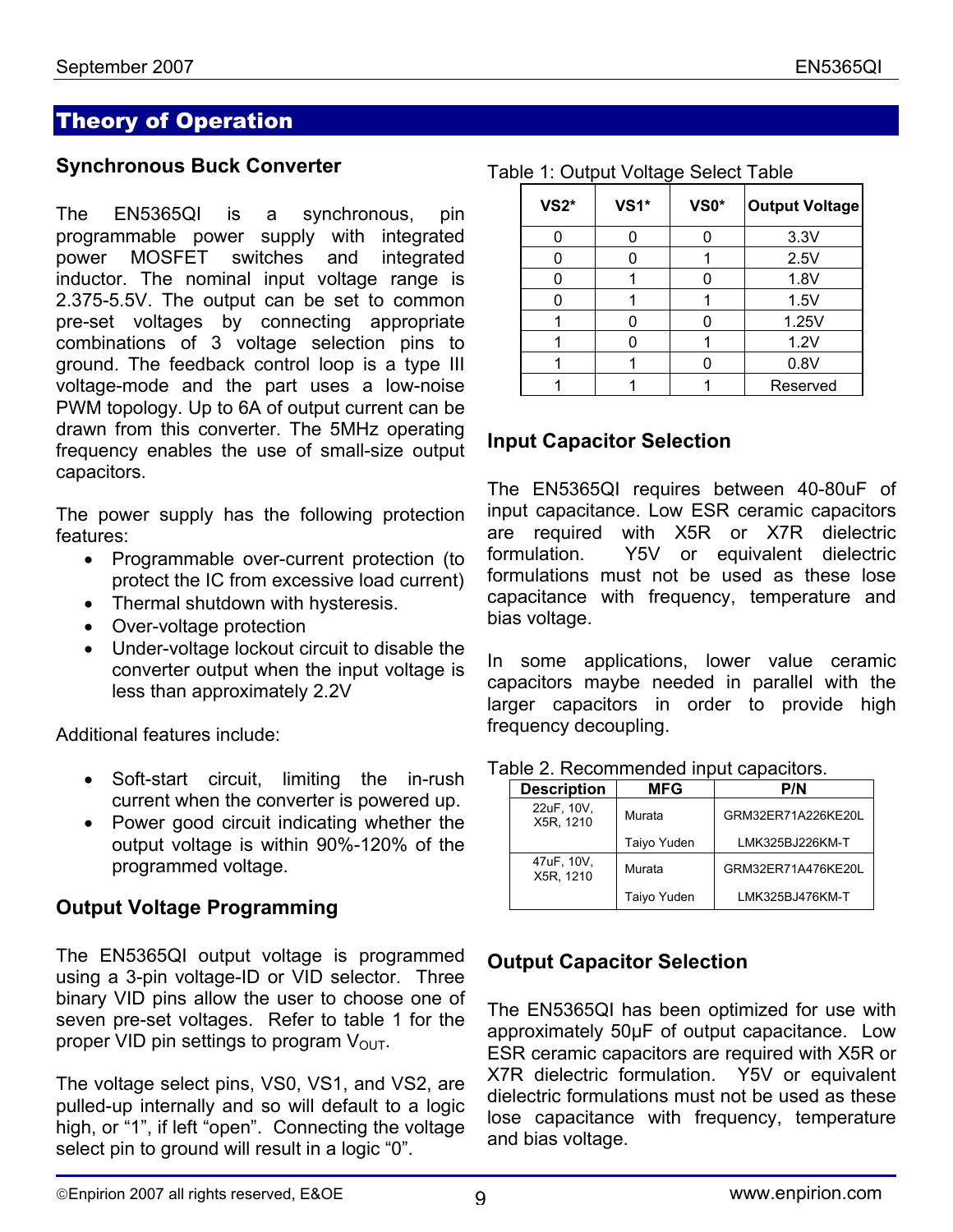## Theory of Operation

### Synchronous Buck Converter

The EN5365QI is a synchronous, pin programmable power supply with integrated power MOSFET switches and integrated inductor. The nominal input voltage range is 2.375-5.5V. The output can be set to common pre-set voltages by connecting appropriate combinations of 3 voltage selection pins to ground. The feedback control loop is a type III voltage-mode and the part uses a low-noise PWM topology. Up to 6A of output current can be drawn from this converter. The 5MHz operating frequency enables the use of small-size output capacitors.

The power supply has the following protection features:

- Programmable over-current protection (to protect the IC from excessive load current)
- Thermal shutdown with hysteresis.
- Over-voltage protection
- Under-voltage lockout circuit to disable the converter output when the input voltage is less than approximately 2.2V

Additional features include:

- Soft-start circuit, limiting the in-rush current when the converter is powered up.
- Power good circuit indicating whether the output voltage is within 90%-120% of the programmed voltage.

### Output Voltage Programming

The EN5365QI output voltage is programmed using a 3-pin voltage-ID or VID selector. Three binary VID pins allow the user to choose one of seven pre-set voltages. Refer to table 1 for the proper VID pin settings to program $V_{OUT}$.

The voltage select pins, VS0, VS1, and VS2, are pulled-up internally and so will default to a logic high, or "1", if left "open". Connecting the voltage select pin to ground will result in a logic "0".

Table 1: Output Voltage Select Table

| VS2* | VS1* | VS0* | Output Voltage |
|---|---|---|---|
| 0 | 0 | 0 | 3.3V |
| 0 | 0 | 1 | 2.5V |
| 0 | 1 | 0 | 1.8V |
| 0 | 1 | 1 | 1.5V |
| 1 | 0 | 0 | 1.25V |
| 1 | 0 | 1 | 1.2V |
| 1 | 1 | 0 | 0.8V |
| 1 | 1 | 1 | Reserved |

### Input Capacitor Selection

The EN5365QI requires between 40-80uF of input capacitance. Low ESR ceramic capacitors are required with X5R or X7R dielectric formulation. Y5V or equivalent dielectric formulations must not be used as these lose capacitance with frequency, temperature and bias voltage.

In some applications, lower value ceramic capacitors maybe needed in parallel with the larger capacitors in order to provide high frequency decoupling.

Table 2. Recommended input capacitors.

| Description | MFG | P/N |
|---|---|---|
| 22uF, 10V, X5R, 1210 | Murata | GRM32ER71A226KE20L |
| | Taiyo Yuden | LMK325BJ226KM-T |
| 47uF, 10V, X5R, 1210 | Murata | GRM32ER71A476KE20L |
| | Taiyo Yuden | LMK325BJ476KM-T |

### Output Capacitor Selection

The EN5365QI has been optimized for use with approximately 50μF of output capacitance. Low ESR ceramic capacitors are required with X5R or X7R dielectric formulation. Y5V or equivalent dielectric formulations must not be used as these lose capacitance with frequency, temperature and bias voltage.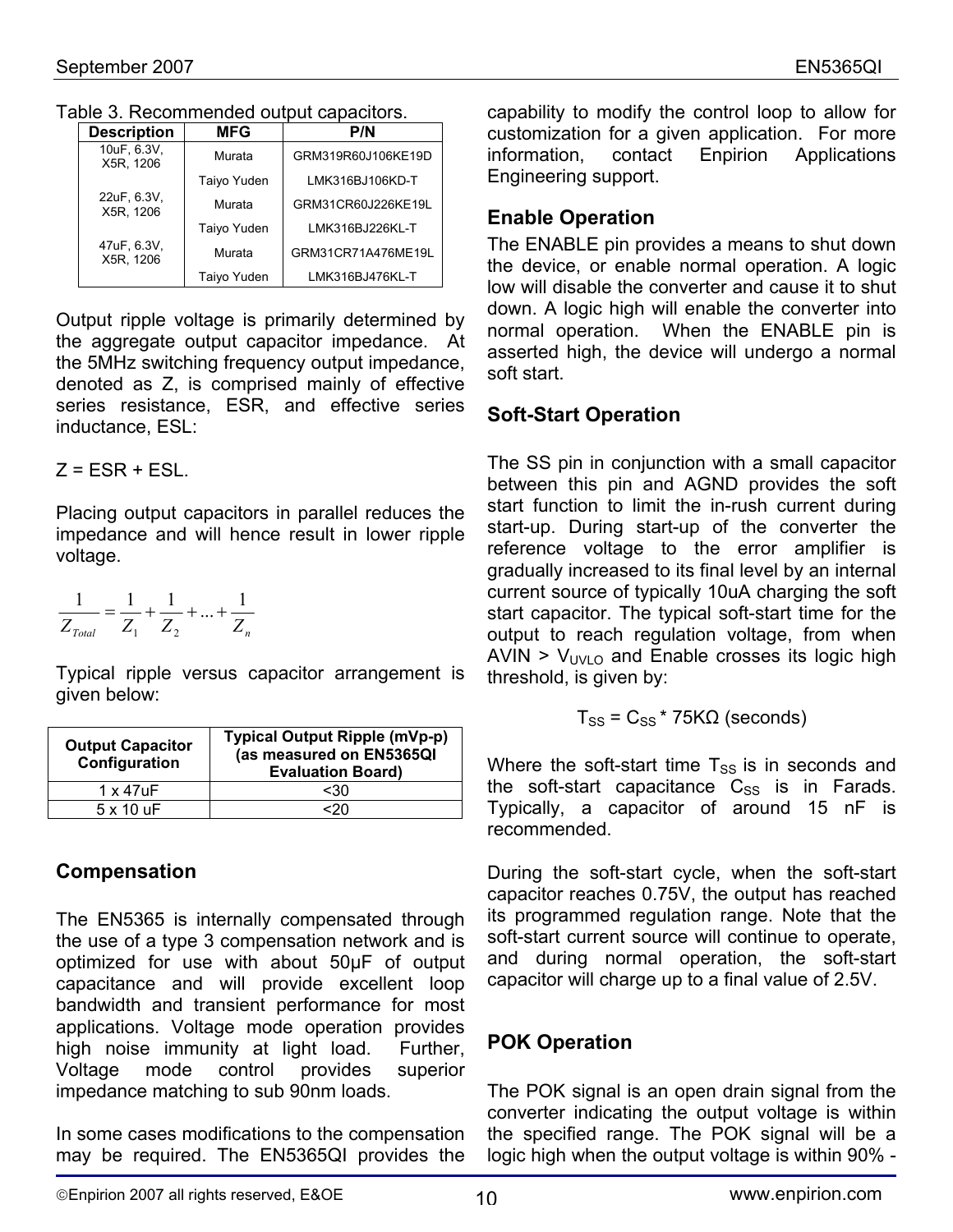Table 3. Recommended output capacitors.

| Description | MFG | P/N |
|---|---|---|
| 10uF, 6.3V, X5R, 1206 | Murata | GRM319R60J106KE19D |
| | Taiyo Yuden | LMK316BJ106KD-T |
| 22uF, 6.3V, X5R, 1206 | Murata | GRM31CR60J226KE19L |
| | Taiyo Yuden | LMK316BJ226KL-T |
| 47uF, 6.3V, X5R, 1206 | Murata | GRM31CR71A476ME19L |
| | Taiyo Yuden | LMK316BJ476KL-T |

Output ripple voltage is primarily determined by the aggregate output capacitor impedance. At the 5MHz switching frequency output impedance, denoted as Z, is comprised mainly of effective series resistance, ESR, and effective series inductance, ESL:

Z = ESR + ESL.

Placing output capacitors in parallel reduces the impedance and will hence result in lower ripple voltage.

$$\frac{1}{Z_{Total}} = \frac{1}{Z_1} + \frac{1}{Z_2} + ... + \frac{1}{Z_n}$$

Typical ripple versus capacitor arrangement is given below:

| Output Capacitor Configuration | Typical Output Ripple (mVp-p) (as measured on EN5365QI Evaluation Board) |
|---|---|
| 1 x 47uF | <30 |
| 5 x 10 uF | <20 |

## Compensation

The EN5365 is internally compensated through the use of a type 3 compensation network and is optimized for use with about 50μF of output capacitance and will provide excellent loop bandwidth and transient performance for most applications. Voltage mode operation provides high noise immunity at light load. Further, Voltage mode control provides superior impedance matching to sub 90nm loads.

In some cases modifications to the compensation may be required. The EN5365QI provides the capability to modify the control loop to allow for customization for a given application. For more information, contact Enpirion Applications Engineering support.

## Enable Operation

The ENABLE pin provides a means to shut down the device, or enable normal operation. A logic low will disable the converter and cause it to shut down. A logic high will enable the converter into normal operation. When the ENABLE pin is asserted high, the device will undergo a normal soft start.

## Soft-Start Operation

The SS pin in conjunction with a small capacitor between this pin and AGND provides the soft start function to limit the in-rush current during start-up. During start-up of the converter the reference voltage to the error amplifier is gradually increased to its final level by an internal current source of typically 10uA charging the soft start capacitor. The typical soft-start time for the output to reach regulation voltage, from when AVIN > $V_{UVLO}$ and Enable crosses its logic high threshold, is given by:

$$T_{SS} = C_{SS} * 75K\Omega \text{ (seconds)}$$

Where the soft-start time $T_{SS}$ is in seconds and the soft-start capacitance $C_{SS}$ is in Farads. Typically, a capacitor of around 15 nF is recommended.

During the soft-start cycle, when the soft-start capacitor reaches 0.75V, the output has reached its programmed regulation range. Note that the soft-start current source will continue to operate, and during normal operation, the soft-start capacitor will charge up to a final value of 2.5V.

## POK Operation

The POK signal is an open drain signal from the converter indicating the output voltage is within the specified range. The POK signal will be a logic high when the output voltage is within 90% -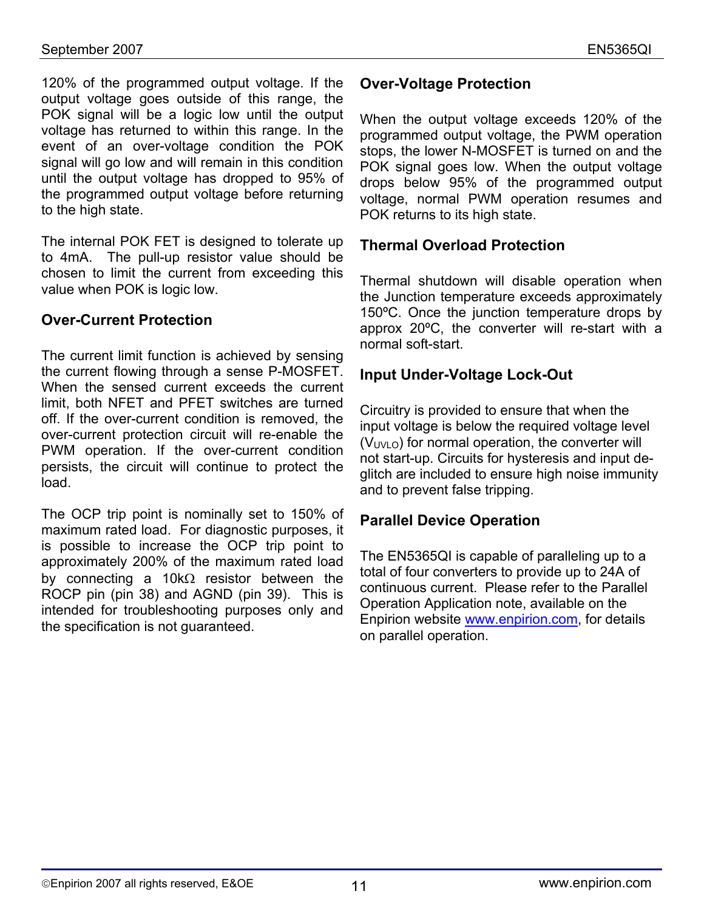120% of the programmed output voltage. If the output voltage goes outside of this range, the POK signal will be a logic low until the output voltage has returned to within this range. In the event of an over-voltage condition the POK signal will go low and will remain in this condition until the output voltage has dropped to 95% of the programmed output voltage before returning to the high state.

The internal POK FET is designed to tolerate up to 4mA. The pull-up resistor value should be chosen to limit the current from exceeding this value when POK is logic low.

### Over-Current Protection

The current limit function is achieved by sensing the current flowing through a sense P-MOSFET. When the sensed current exceeds the current limit, both NFET and PFET switches are turned off. If the over-current condition is removed, the over-current protection circuit will re-enable the PWM operation. If the over-current condition persists, the circuit will continue to protect the load.

The OCP trip point is nominally set to 150% of maximum rated load. For diagnostic purposes, it is possible to increase the OCP trip point to approximately 200% of the maximum rated load by connecting a 10kΩ resistor between the ROCP pin (pin 38) and AGND (pin 39). This is intended for troubleshooting purposes only and the specification is not guaranteed.

### Over-Voltage Protection

When the output voltage exceeds 120% of the programmed output voltage, the PWM operation stops, the lower N-MOSFET is turned on and the POK signal goes low. When the output voltage drops below 95% of the programmed output voltage, normal PWM operation resumes and POK returns to its high state.

### Thermal Overload Protection

Thermal shutdown will disable operation when the Junction temperature exceeds approximately 150ºC. Once the junction temperature drops by approx 20ºC, the converter will re-start with a normal soft-start.

### Input Under-Voltage Lock-Out

Circuitry is provided to ensure that when the input voltage is below the required voltage level ($V_{UVLO}$) for normal operation, the converter will not start-up. Circuits for hysteresis and input de-glitch are included to ensure high noise immunity and to prevent false tripping.

### Parallel Device Operation

The EN5365QI is capable of paralleling up to a total of four converters to provide up to 24A of continuous current. Please refer to the Parallel Operation Application note, available on the Enpirion website www.enpirion.com, for details on parallel operation.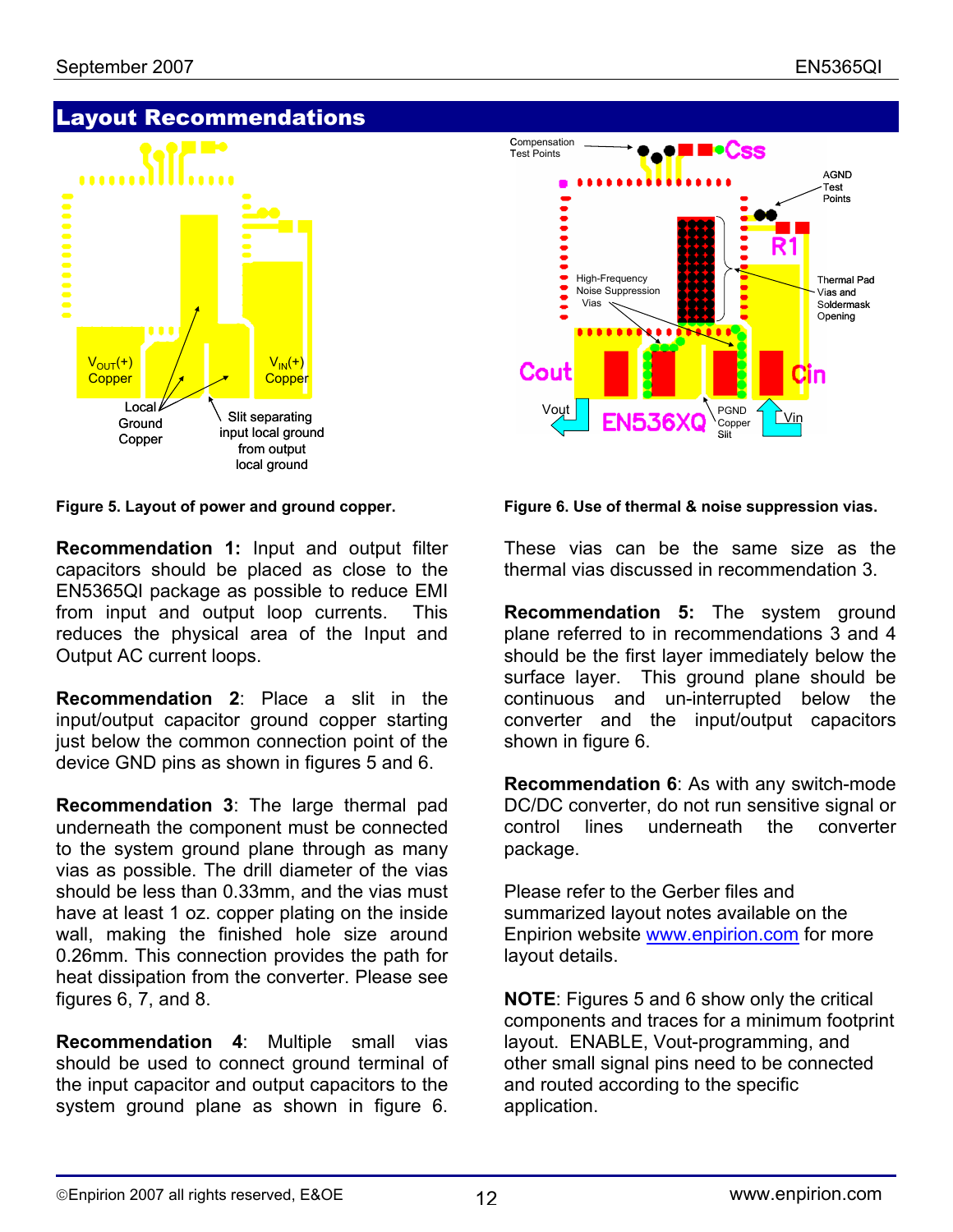## Layout Recommendations

Figure 5. Layout of power and ground copper.

**Recommendation 1:** Input and output filter capacitors should be placed as close to the EN5365QI package as possible to reduce EMI from input and output loop currents. This reduces the physical area of the Input and Output AC current loops.

**Recommendation 2**: Place a slit in the input/output capacitor ground copper starting just below the common connection point of the device GND pins as shown in figures 5 and 6.

**Recommendation 3**: The large thermal pad underneath the component must be connected to the system ground plane through as many vias as possible. The drill diameter of the vias should be less than 0.33mm, and the vias must have at least 1 oz. copper plating on the inside wall, making the finished hole size around 0.26mm. This connection provides the path for heat dissipation from the converter. Please see figures 6, 7, and 8.

**Recommendation 4**: Multiple small vias should be used to connect ground terminal of the input capacitor and output capacitors to the system ground plane as shown in figure 6.

Figure 6. Use of thermal & noise suppression vias.

These vias can be the same size as the thermal vias discussed in recommendation 3.

**Recommendation 5:** The system ground plane referred to in recommendations 3 and 4 should be the first layer immediately below the surface layer. This ground plane should be continuous and un-interrupted below the converter and the input/output capacitors shown in figure 6.

**Recommendation 6**: As with any switch-mode DC/DC converter, do not run sensitive signal or control lines underneath the converter package.

Please refer to the Gerber files and summarized layout notes available on the Enpirion website www.enpirion.com for more layout details.

**NOTE**: Figures 5 and 6 show only the critical components and traces for a minimum footprint layout. ENABLE, Vout-programming, and other small signal pins need to be connected and routed according to the specific application.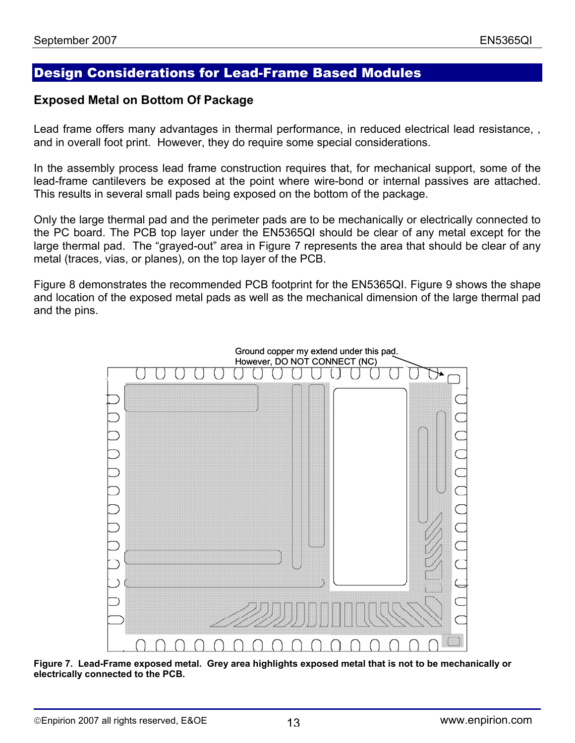## Design Considerations for Lead-Frame Based Modules

### Exposed Metal on Bottom Of Package

Lead frame offers many advantages in thermal performance, in reduced electrical lead resistance, , and in overall foot print. However, they do require some special considerations.

In the assembly process lead frame construction requires that, for mechanical support, some of the lead-frame cantilevers be exposed at the point where wire-bond or internal passives are attached. This results in several small pads being exposed on the bottom of the package.

Only the large thermal pad and the perimeter pads are to be mechanically or electrically connected to the PC board. The PCB top layer under the EN5365QI should be clear of any metal except for the large thermal pad. The "grayed-out" area in Figure 7 represents the area that should be clear of any metal (traces, vias, or planes), on the top layer of the PCB.

Figure 8 demonstrates the recommended PCB footprint for the EN5365QI. Figure 9 shows the shape and location of the exposed metal pads as well as the mechanical dimension of the large thermal pad and the pins.

Ground copper my extend under this pad. However, DO NOT CONNECT (NC)

**Figure 7. Lead-Frame exposed metal. Grey area highlights exposed metal that is not to be mechanically or electrically connected to the PCB.**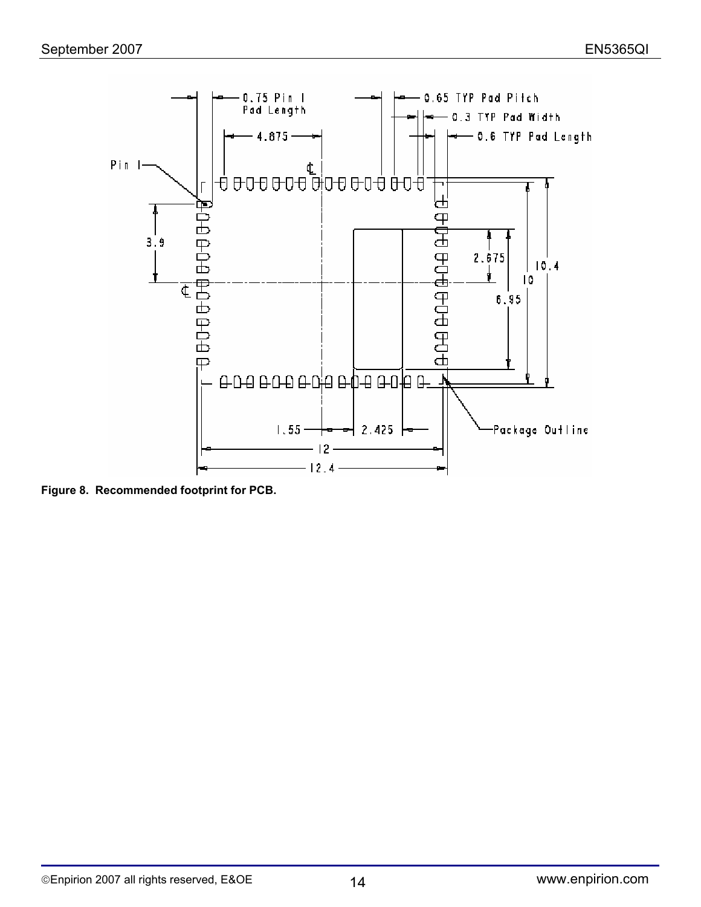**Figure 8. Recommended footprint for PCB.**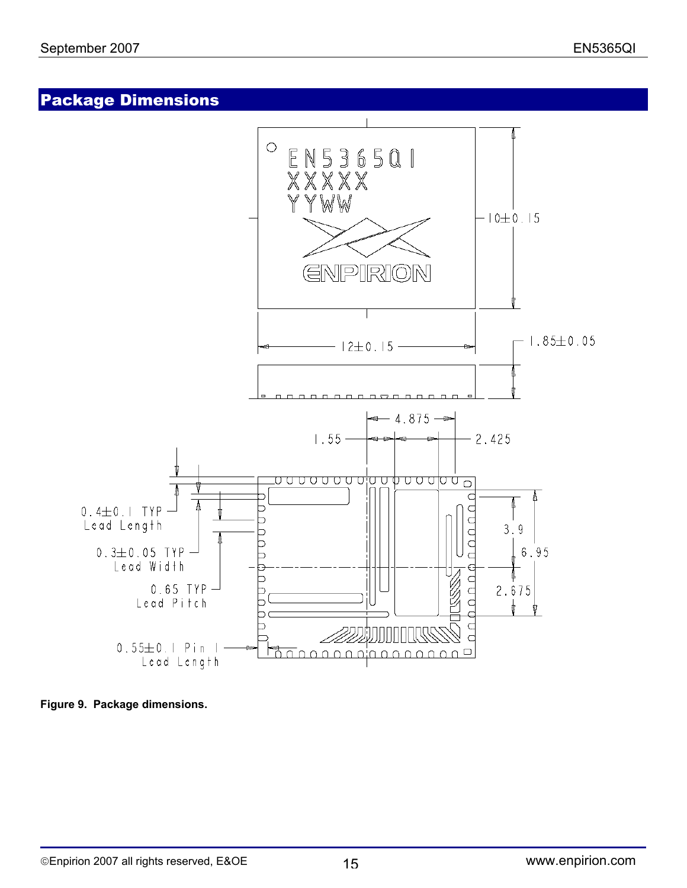## Package Dimensions

Figure 9. Package dimensions.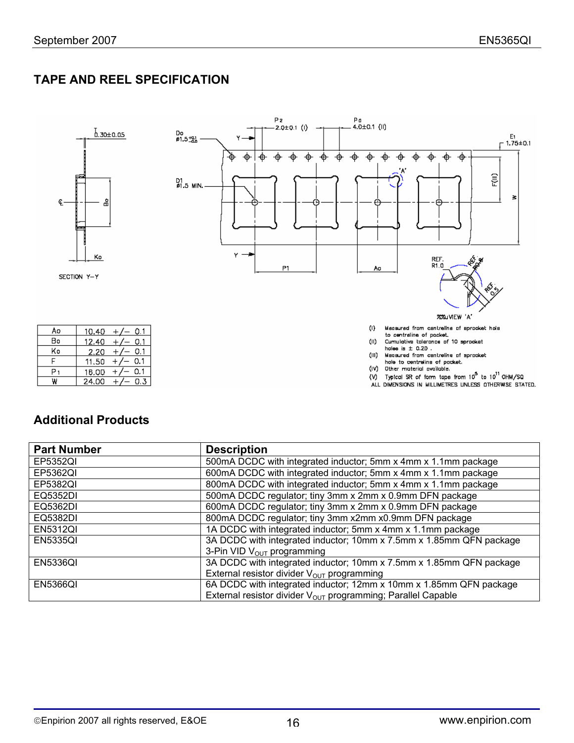## TAPE AND REEL SPECIFICATION

| Ao | 10.40 +/− 0.1 |
|---|---|
| Bo | 12.40 +/− 0.1 |
| Ko | 2.20 +/− 0.1 |
| F | 11.50 +/− 0.1 |
| P1 | 16.00 +/− 0.1 |
| W | 24.00 +/− 0.3 |

(I) Measured from centreline of sprocket hole to centreline of pocket.
(II) Cumulative tolerance of 10 sprocket holes is ± 0.20 .
(III) Measured from centreline of sprocket hole to centreline of pocket.
(IV) Other material available.
(V) Typical SR of form tape from $10^5$ to $10^{11}$ OHM/SQ
ALL DIMENSIONS IN MILLIMETRES UNLESS OTHERWISE STATED.

## Additional Products

| Part Number | Description |
|---|---|
| EP5352QI | 500mA DCDC with integrated inductor; 5mm x 4mm x 1.1mm package |
| EP5362QI | 600mA DCDC with integrated inductor; 5mm x 4mm x 1.1mm package |
| EP5382QI | 800mA DCDC with integrated inductor; 5mm x 4mm x 1.1mm package |
| EQ5352DI | 500mA DCDC regulator; tiny 3mm x 2mm x 0.9mm DFN package |
| EQ5362DI | 600mA DCDC regulator; tiny 3mm x 2mm x 0.9mm DFN package |
| EQ5382DI | 800mA DCDC regulator; tiny 3mm x2mm x0.9mm DFN package |
| EN5312QI | 1A DCDC with integrated inductor; 5mm x 4mm x 1.1mm package |
| EN5335QI | 3A DCDC with integrated inductor; 10mm x 7.5mm x 1.85mm QFN package 3-Pin VID $V_{OUT}$ programming |
| EN5336QI | 3A DCDC with integrated inductor; 10mm x 7.5mm x 1.85mm QFN package External resistor divider $V_{OUT}$ programming |
| EN5366QI | 6A DCDC with integrated inductor; 12mm x 10mm x 1.85mm QFN package External resistor divider $V_{OUT}$ programming; Parallel Capable |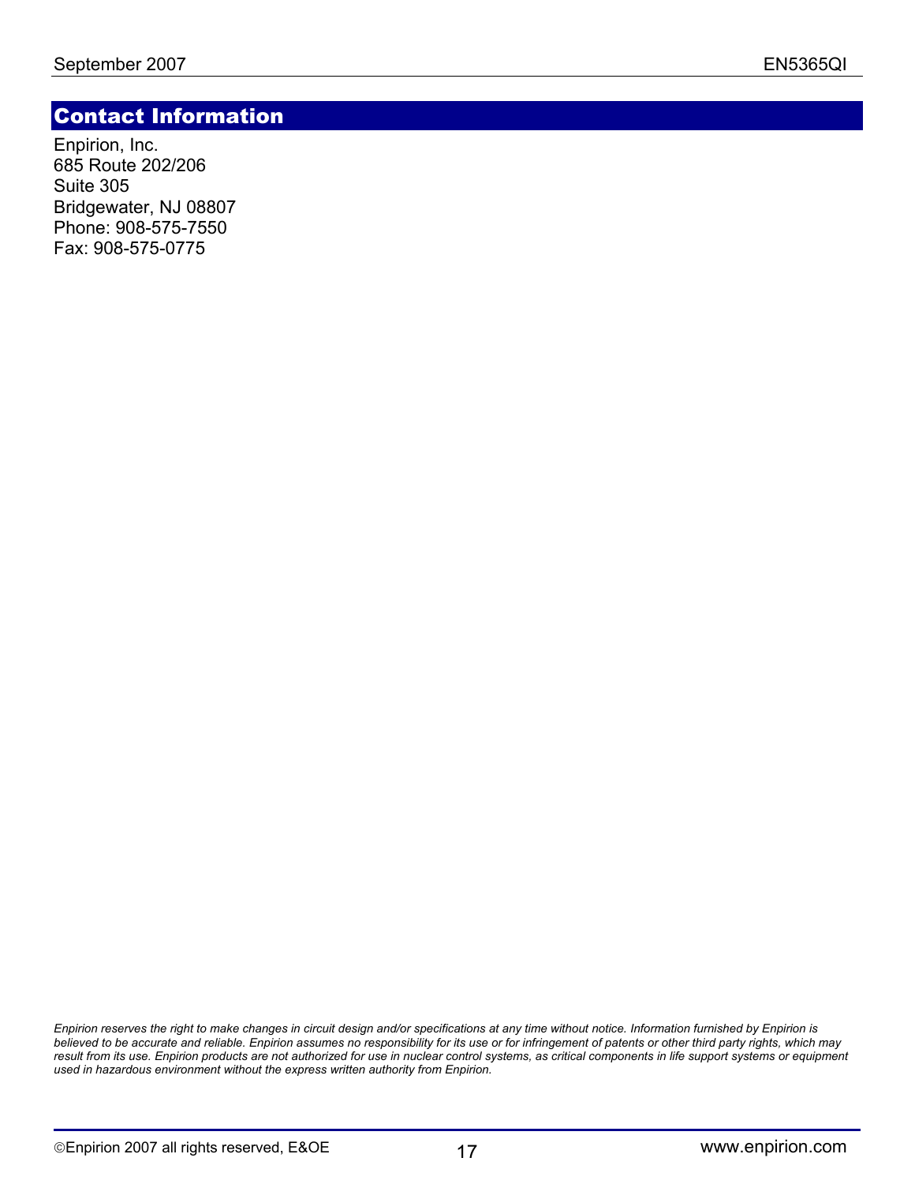## Contact Information

Enpirion, Inc.
685 Route 202/206
Suite 305
Bridgewater, NJ 08807
Phone: 908-575-7550
Fax: 908-575-0775

*Enpirion reserves the right to make changes in circuit design and/or specifications at any time without notice. Information furnished by Enpirion is believed to be accurate and reliable. Enpirion assumes no responsibility for its use or for infringement of patents or other third party rights, which may result from its use. Enpirion products are not authorized for use in nuclear control systems, as critical components in life support systems or equipment used in hazardous environment without the express written authority from Enpirion.*